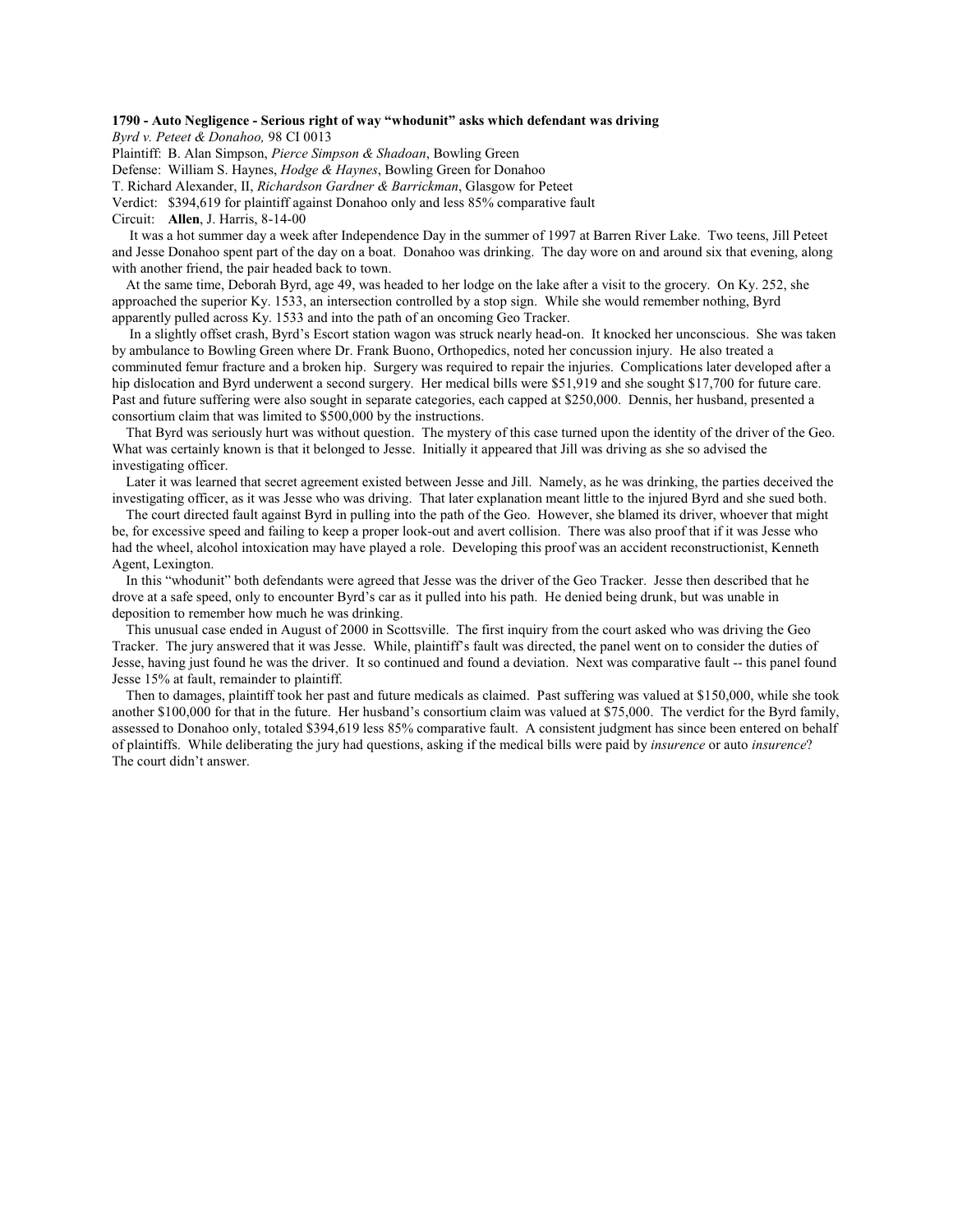**1790 - Auto Negligence - Serious right of way "whodunit" asks which defendant was driving**

*Byrd v. Peteet & Donahoo,* 98 CI 0013

Plaintiff: B. Alan Simpson, *Pierce Simpson & Shadoan*, Bowling Green

Defense: William S. Haynes, *Hodge & Haynes*, Bowling Green for Donahoo

T. Richard Alexander, II, *Richardson Gardner & Barrickman*, Glasgow for Peteet

Verdict: $394,619 for plaintiff against Donahoo only and less 85% comparative fault

Circuit: **Allen**, J. Harris, 8-14-00

It was a hot summer day a week after Independence Day in the summer of 1997 at Barren River Lake. Two teens, Jill Peteet and Jesse Donahoo spent part of the day on a boat. Donahoo was drinking. The day wore on and around six that evening, along with another friend, the pair headed back to town.

At the same time, Deborah Byrd, age 49, was headed to her lodge on the lake after a visit to the grocery. On Ky. 252, she approached the superior Ky. 1533, an intersection controlled by a stop sign. While she would remember nothing, Byrd apparently pulled across Ky. 1533 and into the path of an oncoming Geo Tracker.

In a slightly offset crash, Byrd's Escort station wagon was struck nearly head-on. It knocked her unconscious. She was taken by ambulance to Bowling Green where Dr. Frank Buono, Orthopedics, noted her concussion injury. He also treated a comminuted femur fracture and a broken hip. Surgery was required to repair the injuries. Complications later developed after a hip dislocation and Byrd underwent a second surgery. Her medical bills were $51,919 and she sought $17,700 for future care. Past and future suffering were also sought in separate categories, each capped at $250,000. Dennis, her husband, presented a consortium claim that was limited to $500,000 by the instructions.

That Byrd was seriously hurt was without question. The mystery of this case turned upon the identity of the driver of the Geo. What was certainly known is that it belonged to Jesse. Initially it appeared that Jill was driving as she so advised the investigating officer.

Later it was learned that secret agreement existed between Jesse and Jill. Namely, as he was drinking, the parties deceived the investigating officer, as it was Jesse who was driving. That later explanation meant little to the injured Byrd and she sued both.

The court directed fault against Byrd in pulling into the path of the Geo. However, she blamed its driver, whoever that might be, for excessive speed and failing to keep a proper look-out and avert collision. There was also proof that if it was Jesse who had the wheel, alcohol intoxication may have played a role. Developing this proof was an accident reconstructionist, Kenneth Agent, Lexington.

In this "whodunit" both defendants were agreed that Jesse was the driver of the Geo Tracker. Jesse then described that he drove at a safe speed, only to encounter Byrd's car as it pulled into his path. He denied being drunk, but was unable in deposition to remember how much he was drinking.

This unusual case ended in August of 2000 in Scottsville. The first inquiry from the court asked who was driving the Geo Tracker. The jury answered that it was Jesse. While, plaintiff's fault was directed, the panel went on to consider the duties of Jesse, having just found he was the driver. It so continued and found a deviation. Next was comparative fault -- this panel found Jesse 15% at fault, remainder to plaintiff.

Then to damages, plaintiff took her past and future medicals as claimed. Past suffering was valued at $150,000, while she took another $100,000 for that in the future. Her husband's consortium claim was valued at $75,000. The verdict for the Byrd family, assessed to Donahoo only, totaled $394,619 less 85% comparative fault. A consistent judgment has since been entered on behalf of plaintiffs. While deliberating the jury had questions, asking if the medical bills were paid by *insurence* or auto *insurence*? The court didn't answer.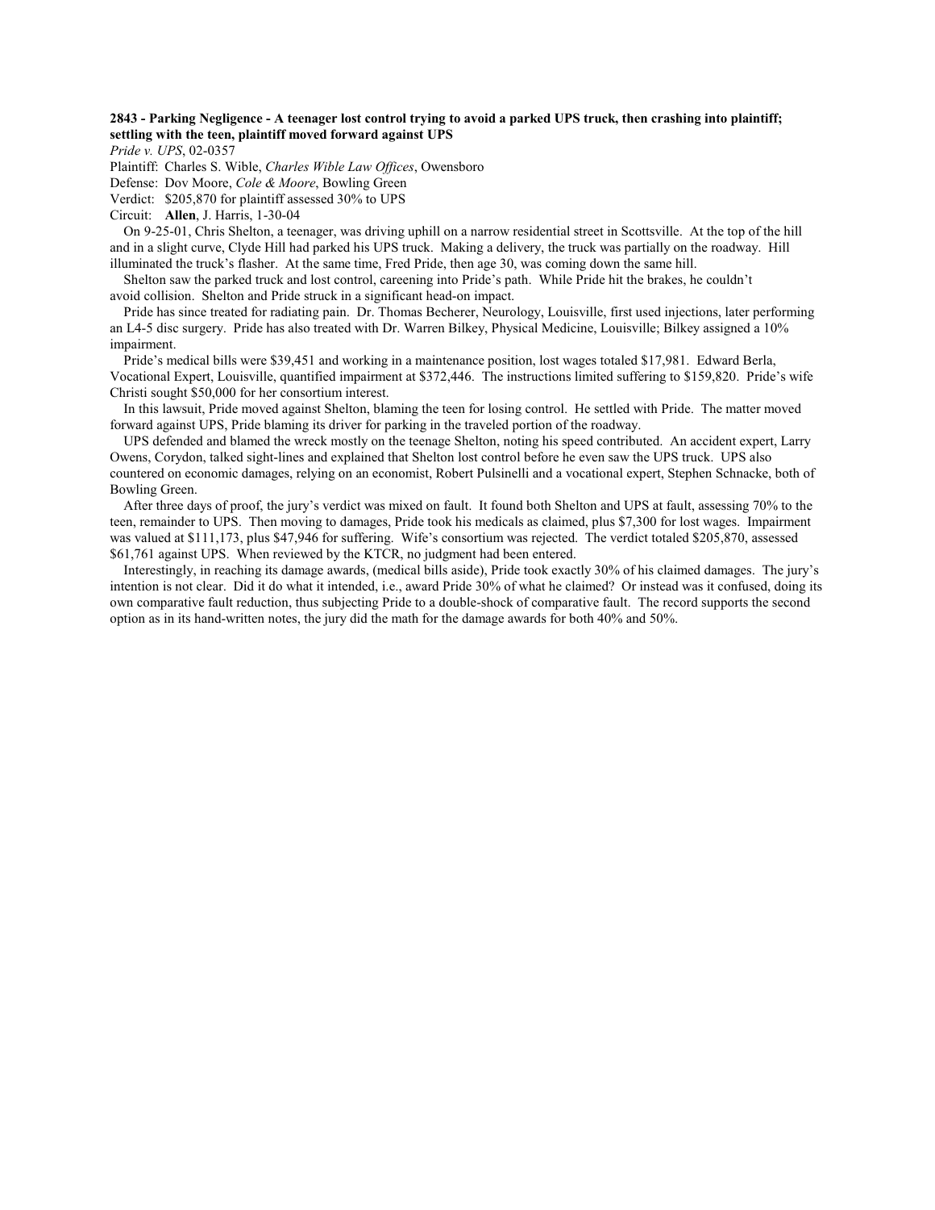**2843 - Parking Negligence - A teenager lost control trying to avoid a parked UPS truck, then crashing into plaintiff; settling with the teen, plaintiff moved forward against UPS**

*Pride v. UPS*, 02-0357

Plaintiff: Charles S. Wible, *Charles Wible Law Offices*, Owensboro

Defense: Dov Moore, *Cole & Moore*, Bowling Green

Verdict: $205,870 for plaintiff assessed 30% to UPS

Circuit: **Allen**, J. Harris, 1-30-04

On 9-25-01, Chris Shelton, a teenager, was driving uphill on a narrow residential street in Scottsville. At the top of the hill and in a slight curve, Clyde Hill had parked his UPS truck. Making a delivery, the truck was partially on the roadway. Hill illuminated the truck's flasher. At the same time, Fred Pride, then age 30, was coming down the same hill.

Shelton saw the parked truck and lost control, careening into Pride's path. While Pride hit the brakes, he couldn't avoid collision. Shelton and Pride struck in a significant head-on impact.

Pride has since treated for radiating pain. Dr. Thomas Becherer, Neurology, Louisville, first used injections, later performing an L4-5 disc surgery. Pride has also treated with Dr. Warren Bilkey, Physical Medicine, Louisville; Bilkey assigned a 10% impairment.

Pride's medical bills were $39,451 and working in a maintenance position, lost wages totaled $17,981. Edward Berla, Vocational Expert, Louisville, quantified impairment at $372,446. The instructions limited suffering to $159,820. Pride's wife Christi sought $50,000 for her consortium interest.

In this lawsuit, Pride moved against Shelton, blaming the teen for losing control. He settled with Pride. The matter moved forward against UPS, Pride blaming its driver for parking in the traveled portion of the roadway.

UPS defended and blamed the wreck mostly on the teenage Shelton, noting his speed contributed. An accident expert, Larry Owens, Corydon, talked sight-lines and explained that Shelton lost control before he even saw the UPS truck. UPS also countered on economic damages, relying on an economist, Robert Pulsinelli and a vocational expert, Stephen Schnacke, both of Bowling Green.

After three days of proof, the jury's verdict was mixed on fault. It found both Shelton and UPS at fault, assessing 70% to the teen, remainder to UPS. Then moving to damages, Pride took his medicals as claimed, plus $7,300 for lost wages. Impairment was valued at $111,173, plus $47,946 for suffering. Wife's consortium was rejected. The verdict totaled $205,870, assessed $61,761 against UPS. When reviewed by the KTCR, no judgment had been entered.

Interestingly, in reaching its damage awards, (medical bills aside), Pride took exactly 30% of his claimed damages. The jury's intention is not clear. Did it do what it intended, i.e., award Pride 30% of what he claimed? Or instead was it confused, doing its own comparative fault reduction, thus subjecting Pride to a double-shock of comparative fault. The record supports the second option as in its hand-written notes, the jury did the math for the damage awards for both 40% and 50%.